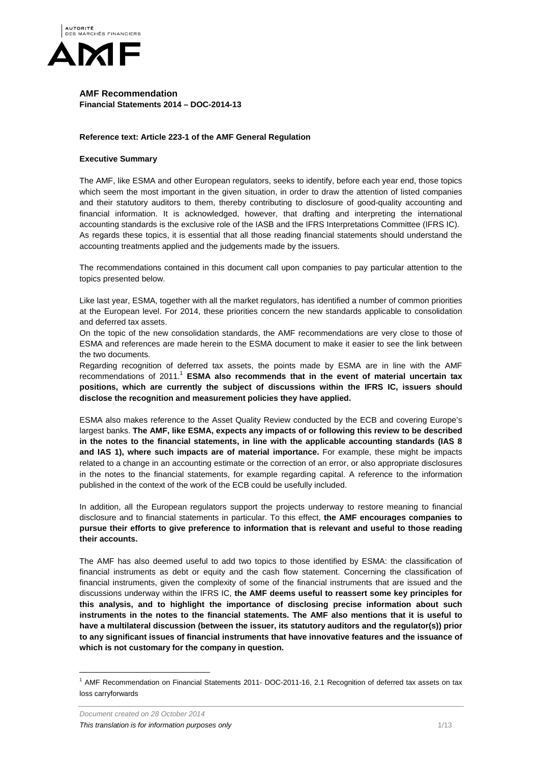**AMF Recommendation**
**Financial Statements 2014 – DOC-2014-13**

**Reference text: Article 223-1 of the AMF General Regulation**

**Executive Summary**

The AMF, like ESMA and other European regulators, seeks to identify, before each year end, those topics which seem the most important in the given situation, in order to draw the attention of listed companies and their statutory auditors to them, thereby contributing to disclosure of good-quality accounting and financial information. It is acknowledged, however, that drafting and interpreting the international accounting standards is the exclusive role of the IASB and the IFRS Interpretations Committee (IFRS IC). As regards these topics, it is essential that all those reading financial statements should understand the accounting treatments applied and the judgements made by the issuers.

The recommendations contained in this document call upon companies to pay particular attention to the topics presented below.

Like last year, ESMA, together with all the market regulators, has identified a number of common priorities at the European level. For 2014, these priorities concern the new standards applicable to consolidation and deferred tax assets.

On the topic of the new consolidation standards, the AMF recommendations are very close to those of ESMA and references are made herein to the ESMA document to make it easier to see the link between the two documents.

Regarding recognition of deferred tax assets, the points made by ESMA are in line with the AMF recommendations of 2011.[1] **ESMA also recommends that in the event of material uncertain tax positions, which are currently the subject of discussions within the IFRS IC, issuers should disclose the recognition and measurement policies they have applied.**

ESMA also makes reference to the Asset Quality Review conducted by the ECB and covering Europe's largest banks. **The AMF, like ESMA, expects any impacts of or following this review to be described in the notes to the financial statements, in line with the applicable accounting standards (IAS 8 and IAS 1), where such impacts are of material importance.** For example, these might be impacts related to a change in an accounting estimate or the correction of an error, or also appropriate disclosures in the notes to the financial statements, for example regarding capital. A reference to the information published in the context of the work of the ECB could be usefully included.

In addition, all the European regulators support the projects underway to restore meaning to financial disclosure and to financial statements in particular. To this effect, **the AMF encourages companies to pursue their efforts to give preference to information that is relevant and useful to those reading their accounts.**

The AMF has also deemed useful to add two topics to those identified by ESMA: the classification of financial instruments as debt or equity and the cash flow statement. Concerning the classification of financial instruments, given the complexity of some of the financial instruments that are issued and the discussions underway within the IFRS IC, **the AMF deems useful to reassert some key principles for this analysis, and to highlight the importance of disclosing precise information about such instruments in the notes to the financial statements. The AMF also mentions that it is useful to have a multilateral discussion (between the issuer, its statutory auditors and the regulator(s)) prior to any significant issues of financial instruments that have innovative features and the issuance of which is not customary for the company in question.**

[1] AMF Recommendation on Financial Statements 2011- DOC-2011-16, 2.1 Recognition of deferred tax assets on tax loss carryforwards

*Document created on 28 October 2014*
*This translation is for information purposes only*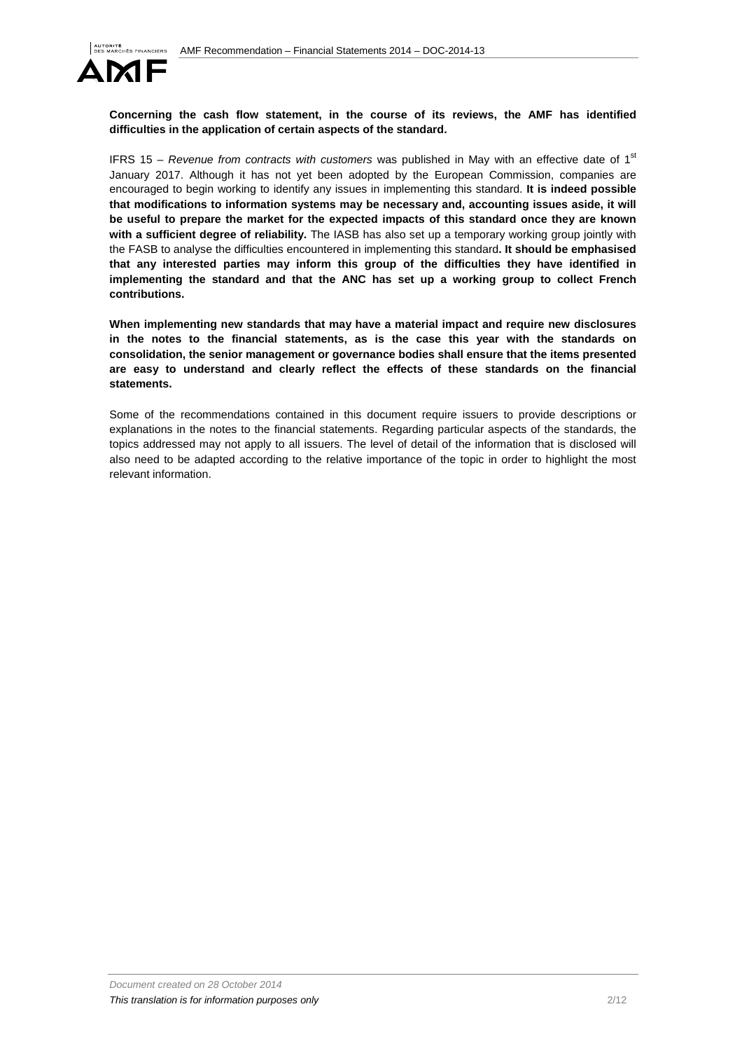**Concerning the cash flow statement, in the course of its reviews, the AMF has identified difficulties in the application of certain aspects of the standard.**

IFRS 15 – *Revenue from contracts with customers* was published in May with an effective date of 1st January 2017. Although it has not yet been adopted by the European Commission, companies are encouraged to begin working to identify any issues in implementing this standard. **It is indeed possible that modifications to information systems may be necessary and, accounting issues aside, it will be useful to prepare the market for the expected impacts of this standard once they are known with a sufficient degree of reliability.** The IASB has also set up a temporary working group jointly with the FASB to analyse the difficulties encountered in implementing this standard**. It should be emphasised that any interested parties may inform this group of the difficulties they have identified in implementing the standard and that the ANC has set up a working group to collect French contributions.**

**When implementing new standards that may have a material impact and require new disclosures in the notes to the financial statements, as is the case this year with the standards on consolidation, the senior management or governance bodies shall ensure that the items presented are easy to understand and clearly reflect the effects of these standards on the financial statements.**

Some of the recommendations contained in this document require issuers to provide descriptions or explanations in the notes to the financial statements. Regarding particular aspects of the standards, the topics addressed may not apply to all issuers. The level of detail of the information that is disclosed will also need to be adapted according to the relative importance of the topic in order to highlight the most relevant information.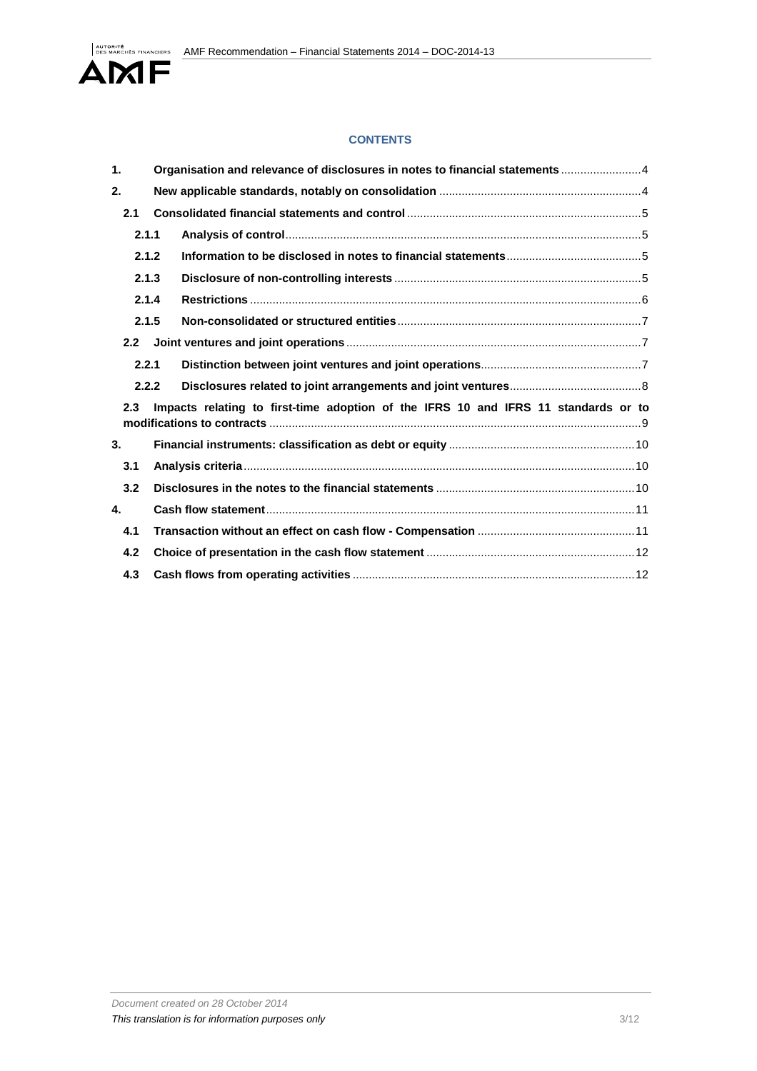**CONTENTS**

1. **Organisation and relevance of disclosures in notes to financial statements** ......................... 4
2. **New applicable standards, notably on consolidation** .............................................................. 4
   - 2.1 **Consolidated financial statements and control** ........................................................................ 5
     - 2.1.1 **Analysis of control** .............................................................................................................. 5
     - 2.1.2 **Information to be disclosed in notes to financial statements** .......................................... 5
     - 2.1.3 **Disclosure of non-controlling interests** ............................................................................ 5
     - 2.1.4 **Restrictions** ......................................................................................................................... 6
     - 2.1.5 **Non-consolidated or structured entities** ........................................................................... 7
   - 2.2 **Joint ventures and joint operations** ........................................................................................... 7
     - 2.2.1 **Distinction between joint ventures and joint operations** .................................................. 7
     - 2.2.2 **Disclosures related to joint arrangements and joint ventures** ......................................... 8
   - 2.3 **Impacts relating to first-time adoption of the IFRS 10 and IFRS 11 standards or to modifications to contracts** ................................................................................................................... 9
3. **Financial instruments: classification as debt or equity** .......................................................... 10
   - 3.1 **Analysis criteria** ......................................................................................................................... 10
   - 3.2 **Disclosures in the notes to the financial statements** ............................................................. 10
4. **Cash flow statement** .................................................................................................................. 11
   - 4.1 **Transaction without an effect on cash flow - Compensation** ................................................ 11
   - 4.2 **Choice of presentation in the cash flow statement** ................................................................ 12
   - 4.3 **Cash flows from operating activities** ....................................................................................... 12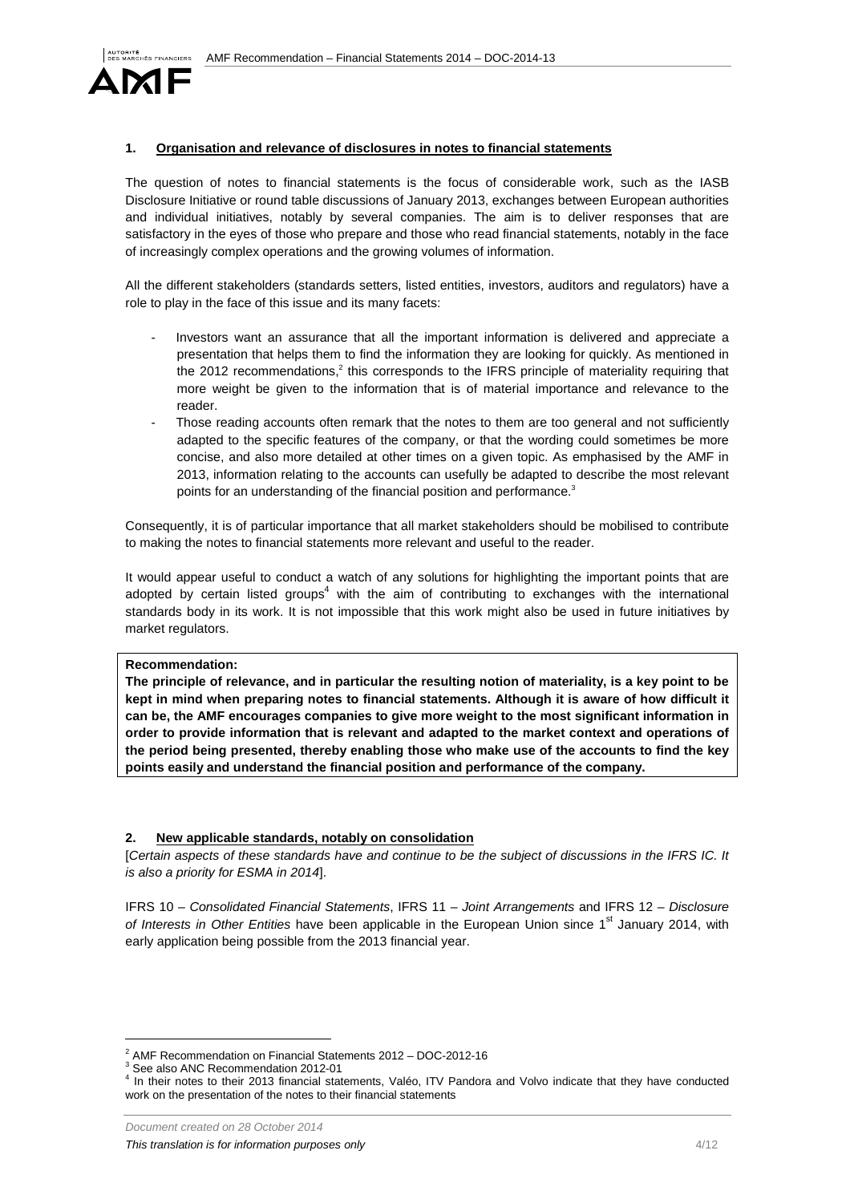## 1. Organisation and relevance of disclosures in notes to financial statements

The question of notes to financial statements is the focus of considerable work, such as the IASB Disclosure Initiative or round table discussions of January 2013, exchanges between European authorities and individual initiatives, notably by several companies. The aim is to deliver responses that are satisfactory in the eyes of those who prepare and those who read financial statements, notably in the face of increasingly complex operations and the growing volumes of information.

All the different stakeholders (standards setters, listed entities, investors, auditors and regulators) have a role to play in the face of this issue and its many facets:

- Investors want an assurance that all the important information is delivered and appreciate a presentation that helps them to find the information they are looking for quickly. As mentioned in the 2012 recommendations,[2] this corresponds to the IFRS principle of materiality requiring that more weight be given to the information that is of material importance and relevance to the reader.
- Those reading accounts often remark that the notes to them are too general and not sufficiently adapted to the specific features of the company, or that the wording could sometimes be more concise, and also more detailed at other times on a given topic. As emphasised by the AMF in 2013, information relating to the accounts can usefully be adapted to describe the most relevant points for an understanding of the financial position and performance.[3]

Consequently, it is of particular importance that all market stakeholders should be mobilised to contribute to making the notes to financial statements more relevant and useful to the reader.

It would appear useful to conduct a watch of any solutions for highlighting the important points that are adopted by certain listed groups[4] with the aim of contributing to exchanges with the international standards body in its work. It is not impossible that this work might also be used in future initiatives by market regulators.

**Recommendation:**
**The principle of relevance, and in particular the resulting notion of materiality, is a key point to be kept in mind when preparing notes to financial statements. Although it is aware of how difficult it can be, the AMF encourages companies to give more weight to the most significant information in order to provide information that is relevant and adapted to the market context and operations of the period being presented, thereby enabling those who make use of the accounts to find the key points easily and understand the financial position and performance of the company.**

## 2. New applicable standards, notably on consolidation

[*Certain aspects of these standards have and continue to be the subject of discussions in the IFRS IC. It is also a priority for ESMA in 2014*].

IFRS 10 – *Consolidated Financial Statements*, IFRS 11 – *Joint Arrangements* and IFRS 12 – *Disclosure of Interests in Other Entities* have been applicable in the European Union since 1st January 2014, with early application being possible from the 2013 financial year.

---

[2] AMF Recommendation on Financial Statements 2012 – DOC-2012-16

[3] See also ANC Recommendation 2012-01

[4] In their notes to their 2013 financial statements, Valéo, ITV Pandora and Volvo indicate that they have conducted work on the presentation of the notes to their financial statements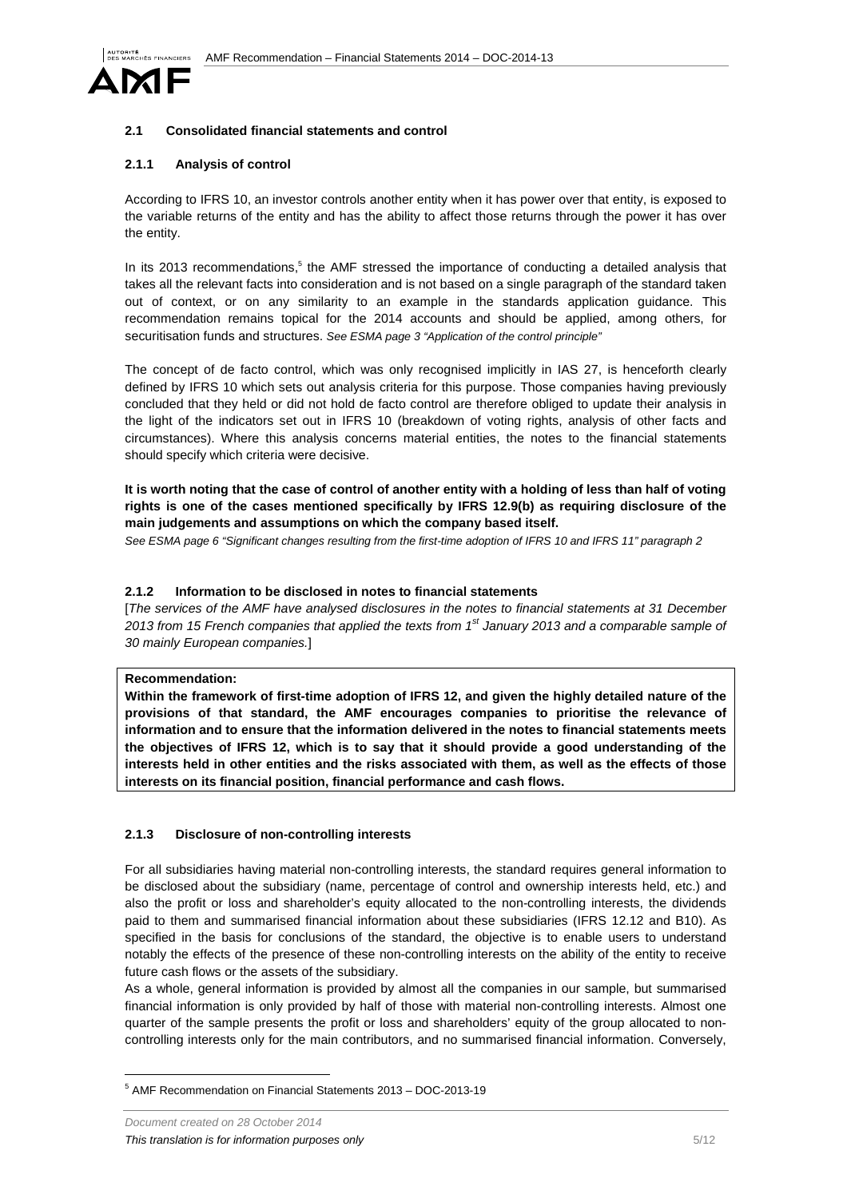### 2.1 Consolidated financial statements and control

#### 2.1.1 Analysis of control

According to IFRS 10, an investor controls another entity when it has power over that entity, is exposed to the variable returns of the entity and has the ability to affect those returns through the power it has over the entity.

In its 2013 recommendations,[5] the AMF stressed the importance of conducting a detailed analysis that takes all the relevant facts into consideration and is not based on a single paragraph of the standard taken out of context, or on any similarity to an example in the standards application guidance. This recommendation remains topical for the 2014 accounts and should be applied, among others, for securitisation funds and structures. *See ESMA page 3 "Application of the control principle"*

The concept of de facto control, which was only recognised implicitly in IAS 27, is henceforth clearly defined by IFRS 10 which sets out analysis criteria for this purpose. Those companies having previously concluded that they held or did not hold de facto control are therefore obliged to update their analysis in the light of the indicators set out in IFRS 10 (breakdown of voting rights, analysis of other facts and circumstances). Where this analysis concerns material entities, the notes to the financial statements should specify which criteria were decisive.

**It is worth noting that the case of control of another entity with a holding of less than half of voting rights is one of the cases mentioned specifically by IFRS 12.9(b) as requiring disclosure of the main judgements and assumptions on which the company based itself.**

*See ESMA page 6 "Significant changes resulting from the first-time adoption of IFRS 10 and IFRS 11" paragraph 2*

#### 2.1.2 Information to be disclosed in notes to financial statements

[*The services of the AMF have analysed disclosures in the notes to financial statements at 31 December 2013 from 15 French companies that applied the texts from 1st January 2013 and a comparable sample of 30 mainly European companies.*]

> **Recommendation:**
>
> **Within the framework of first-time adoption of IFRS 12, and given the highly detailed nature of the provisions of that standard, the AMF encourages companies to prioritise the relevance of information and to ensure that the information delivered in the notes to financial statements meets the objectives of IFRS 12, which is to say that it should provide a good understanding of the interests held in other entities and the risks associated with them, as well as the effects of those interests on its financial position, financial performance and cash flows.**

#### 2.1.3 Disclosure of non-controlling interests

For all subsidiaries having material non-controlling interests, the standard requires general information to be disclosed about the subsidiary (name, percentage of control and ownership interests held, etc.) and also the profit or loss and shareholder's equity allocated to the non-controlling interests, the dividends paid to them and summarised financial information about these subsidiaries (IFRS 12.12 and B10). As specified in the basis for conclusions of the standard, the objective is to enable users to understand notably the effects of the presence of these non-controlling interests on the ability of the entity to receive future cash flows or the assets of the subsidiary.

As a whole, general information is provided by almost all the companies in our sample, but summarised financial information is only provided by half of those with material non-controlling interests. Almost one quarter of the sample presents the profit or loss and shareholders' equity of the group allocated to non-controlling interests only for the main contributors, and no summarised financial information. Conversely,

---

[5] AMF Recommendation on Financial Statements 2013 – DOC-2013-19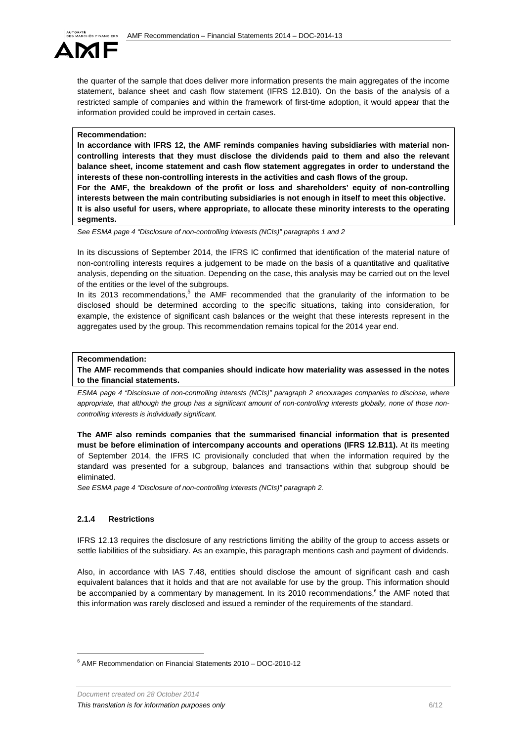the quarter of the sample that does deliver more information presents the main aggregates of the income statement, balance sheet and cash flow statement (IFRS 12.B10). On the basis of the analysis of a restricted sample of companies and within the framework of first-time adoption, it would appear that the information provided could be improved in certain cases.

**Recommendation:**

**In accordance with IFRS 12, the AMF reminds companies having subsidiaries with material non-controlling interests that they must disclose the dividends paid to them and also the relevant balance sheet, income statement and cash flow statement aggregates in order to understand the interests of these non-controlling interests in the activities and cash flows of the group.**

**For the AMF, the breakdown of the profit or loss and shareholders' equity of non-controlling interests between the main contributing subsidiaries is not enough in itself to meet this objective.**

**It is also useful for users, where appropriate, to allocate these minority interests to the operating segments.**

*See ESMA page 4 "Disclosure of non-controlling interests (NCIs)" paragraphs 1 and 2*

In its discussions of September 2014, the IFRS IC confirmed that identification of the material nature of non-controlling interests requires a judgement to be made on the basis of a quantitative and qualitative analysis, depending on the situation. Depending on the case, this analysis may be carried out on the level of the entities or the level of the subgroups.

In its 2013 recommendations,[5] the AMF recommended that the granularity of the information to be disclosed should be determined according to the specific situations, taking into consideration, for example, the existence of significant cash balances or the weight that these interests represent in the aggregates used by the group. This recommendation remains topical for the 2014 year end.

**Recommendation:**

**The AMF recommends that companies should indicate how materiality was assessed in the notes to the financial statements.**

*ESMA page 4 "Disclosure of non-controlling interests (NCIs)" paragraph 2 encourages companies to disclose, where appropriate, that although the group has a significant amount of non-controlling interests globally, none of those non-controlling interests is individually significant.*

**The AMF also reminds companies that the summarised financial information that is presented must be before elimination of intercompany accounts and operations (IFRS 12.B11).** At its meeting of September 2014, the IFRS IC provisionally concluded that when the information required by the standard was presented for a subgroup, balances and transactions within that subgroup should be eliminated.

*See ESMA page 4 "Disclosure of non-controlling interests (NCIs)" paragraph 2.*

#### 2.1.4 Restrictions

IFRS 12.13 requires the disclosure of any restrictions limiting the ability of the group to access assets or settle liabilities of the subsidiary. As an example, this paragraph mentions cash and payment of dividends.

Also, in accordance with IAS 7.48, entities should disclose the amount of significant cash and cash equivalent balances that it holds and that are not available for use by the group. This information should be accompanied by a commentary by management. In its 2010 recommendations,[6] the AMF noted that this information was rarely disclosed and issued a reminder of the requirements of the standard.

[6] AMF Recommendation on Financial Statements 2010 – DOC-2010-12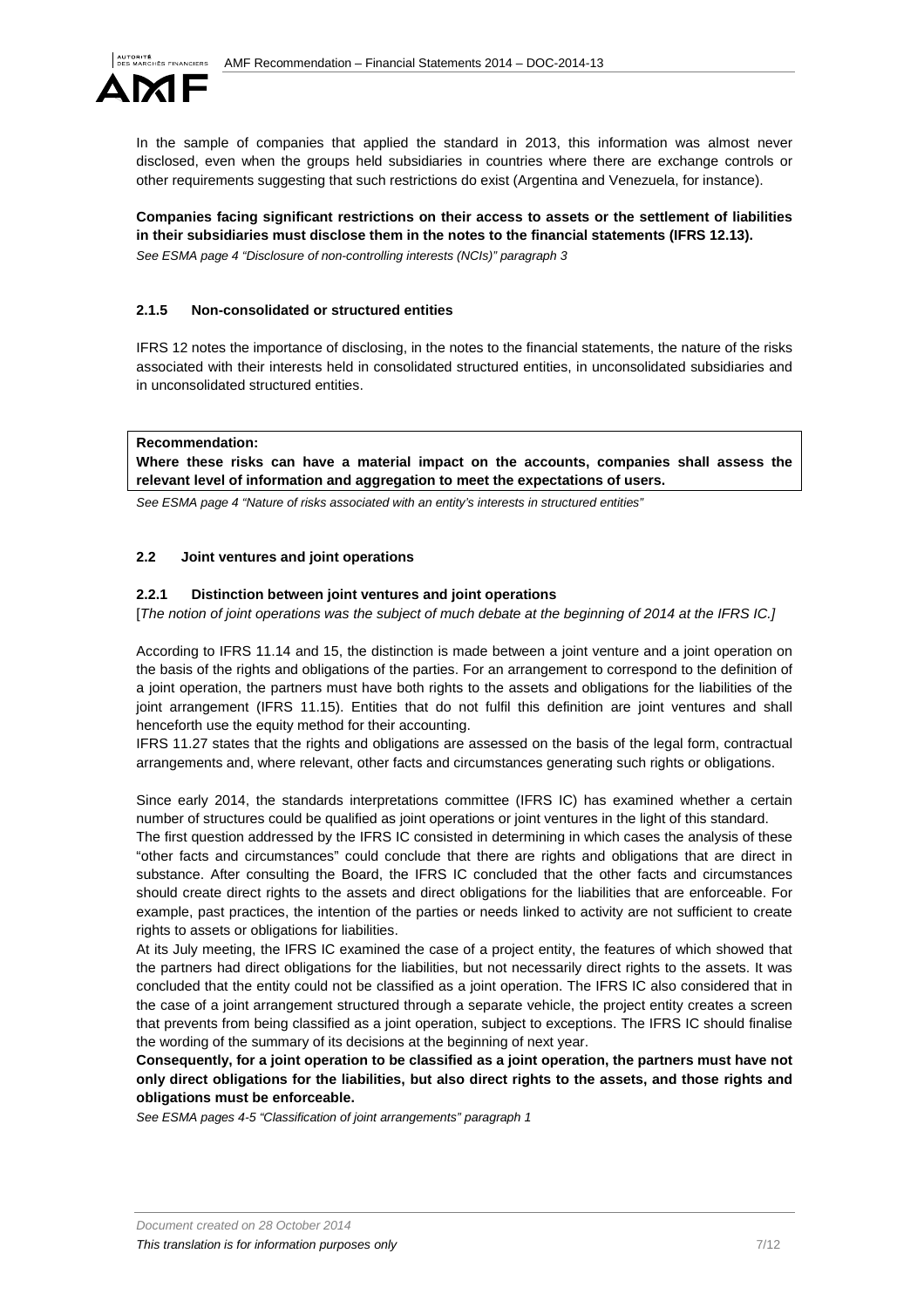In the sample of companies that applied the standard in 2013, this information was almost never disclosed, even when the groups held subsidiaries in countries where there are exchange controls or other requirements suggesting that such restrictions do exist (Argentina and Venezuela, for instance).

**Companies facing significant restrictions on their access to assets or the settlement of liabilities in their subsidiaries must disclose them in the notes to the financial statements (IFRS 12.13).**

*See ESMA page 4 "Disclosure of non-controlling interests (NCIs)" paragraph 3*

#### 2.1.5 Non-consolidated or structured entities

IFRS 12 notes the importance of disclosing, in the notes to the financial statements, the nature of the risks associated with their interests held in consolidated structured entities, in unconsolidated subsidiaries and in unconsolidated structured entities.

**Recommendation:**
**Where these risks can have a material impact on the accounts, companies shall assess the relevant level of information and aggregation to meet the expectations of users.**

*See ESMA page 4 "Nature of risks associated with an entity's interests in structured entities"*

### 2.2 Joint ventures and joint operations

#### 2.2.1 Distinction between joint ventures and joint operations

[*The notion of joint operations was the subject of much debate at the beginning of 2014 at the IFRS IC.*]

According to IFRS 11.14 and 15, the distinction is made between a joint venture and a joint operation on the basis of the rights and obligations of the parties. For an arrangement to correspond to the definition of a joint operation, the partners must have both rights to the assets and obligations for the liabilities of the joint arrangement (IFRS 11.15). Entities that do not fulfil this definition are joint ventures and shall henceforth use the equity method for their accounting.

IFRS 11.27 states that the rights and obligations are assessed on the basis of the legal form, contractual arrangements and, where relevant, other facts and circumstances generating such rights or obligations.

Since early 2014, the standards interpretations committee (IFRS IC) has examined whether a certain number of structures could be qualified as joint operations or joint ventures in the light of this standard.

The first question addressed by the IFRS IC consisted in determining in which cases the analysis of these "other facts and circumstances" could conclude that there are rights and obligations that are direct in substance. After consulting the Board, the IFRS IC concluded that the other facts and circumstances should create direct rights to the assets and direct obligations for the liabilities that are enforceable. For example, past practices, the intention of the parties or needs linked to activity are not sufficient to create rights to assets or obligations for liabilities.

At its July meeting, the IFRS IC examined the case of a project entity, the features of which showed that the partners had direct obligations for the liabilities, but not necessarily direct rights to the assets. It was concluded that the entity could not be classified as a joint operation. The IFRS IC also considered that in the case of a joint arrangement structured through a separate vehicle, the project entity creates a screen that prevents from being classified as a joint operation, subject to exceptions. The IFRS IC should finalise the wording of the summary of its decisions at the beginning of next year.

**Consequently, for a joint operation to be classified as a joint operation, the partners must have not only direct obligations for the liabilities, but also direct rights to the assets, and those rights and obligations must be enforceable.**

*See ESMA pages 4-5 "Classification of joint arrangements" paragraph 1*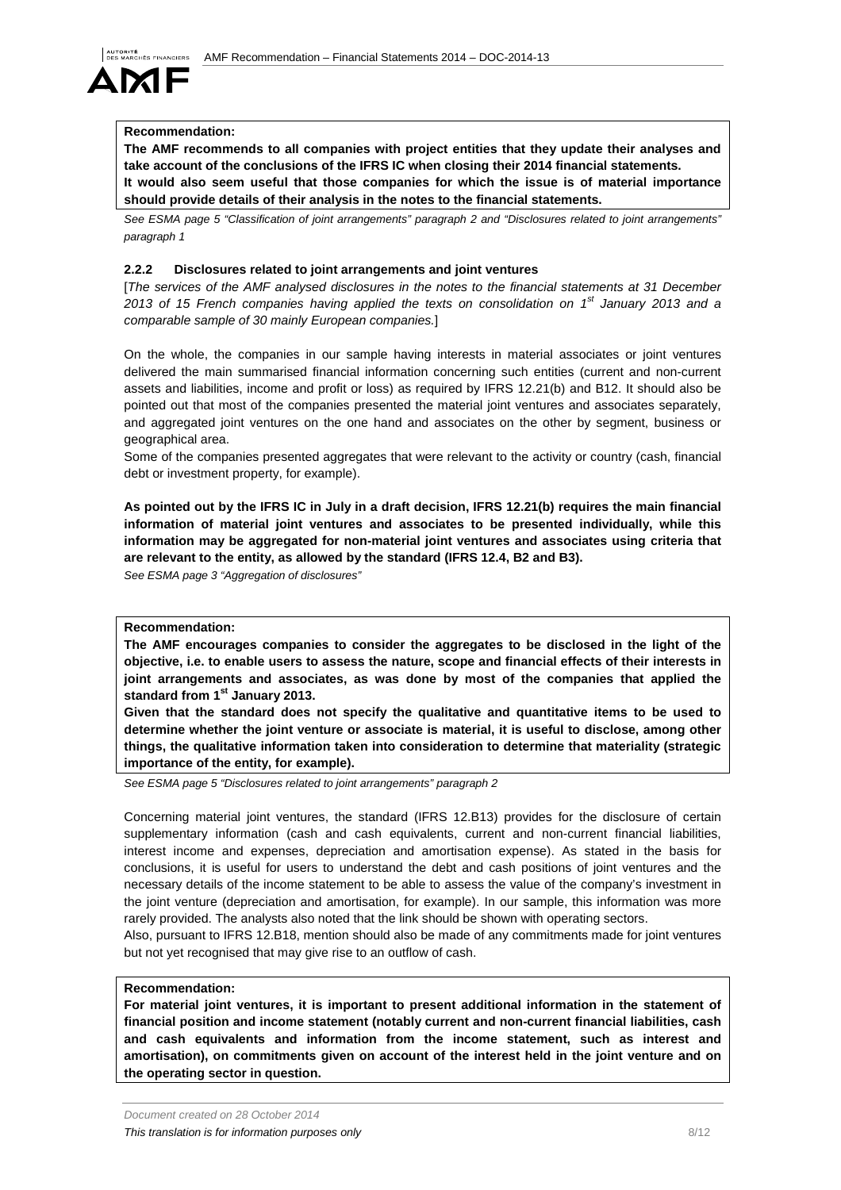**Recommendation:**
**The AMF recommends to all companies with project entities that they update their analyses and take account of the conclusions of the IFRS IC when closing their 2014 financial statements.**
**It would also seem useful that those companies for which the issue is of material importance should provide details of their analysis in the notes to the financial statements.**

*See ESMA page 5 "Classification of joint arrangements" paragraph 2 and "Disclosures related to joint arrangements" paragraph 1*

### 2.2.2 Disclosures related to joint arrangements and joint ventures

[*The services of the AMF analysed disclosures in the notes to the financial statements at 31 December 2013 of 15 French companies having applied the texts on consolidation on 1st January 2013 and a comparable sample of 30 mainly European companies.*]

On the whole, the companies in our sample having interests in material associates or joint ventures delivered the main summarised financial information concerning such entities (current and non-current assets and liabilities, income and profit or loss) as required by IFRS 12.21(b) and B12. It should also be pointed out that most of the companies presented the material joint ventures and associates separately, and aggregated joint ventures on the one hand and associates on the other by segment, business or geographical area.

Some of the companies presented aggregates that were relevant to the activity or country (cash, financial debt or investment property, for example).

**As pointed out by the IFRS IC in July in a draft decision, IFRS 12.21(b) requires the main financial information of material joint ventures and associates to be presented individually, while this information may be aggregated for non-material joint ventures and associates using criteria that are relevant to the entity, as allowed by the standard (IFRS 12.4, B2 and B3).**

*See ESMA page 3 "Aggregation of disclosures"*

**Recommendation:**
**The AMF encourages companies to consider the aggregates to be disclosed in the light of the objective, i.e. to enable users to assess the nature, scope and financial effects of their interests in joint arrangements and associates, as was done by most of the companies that applied the standard from 1st January 2013.**
**Given that the standard does not specify the qualitative and quantitative items to be used to determine whether the joint venture or associate is material, it is useful to disclose, among other things, the qualitative information taken into consideration to determine that materiality (strategic importance of the entity, for example).**

*See ESMA page 5 "Disclosures related to joint arrangements" paragraph 2*

Concerning material joint ventures, the standard (IFRS 12.B13) provides for the disclosure of certain supplementary information (cash and cash equivalents, current and non-current financial liabilities, interest income and expenses, depreciation and amortisation expense). As stated in the basis for conclusions, it is useful for users to understand the debt and cash positions of joint ventures and the necessary details of the income statement to be able to assess the value of the company's investment in the joint venture (depreciation and amortisation, for example). In our sample, this information was more rarely provided. The analysts also noted that the link should be shown with operating sectors.

Also, pursuant to IFRS 12.B18, mention should also be made of any commitments made for joint ventures but not yet recognised that may give rise to an outflow of cash.

**Recommendation:**
**For material joint ventures, it is important to present additional information in the statement of financial position and income statement (notably current and non-current financial liabilities, cash and cash equivalents and information from the income statement, such as interest and amortisation), on commitments given on account of the interest held in the joint venture and on the operating sector in question.**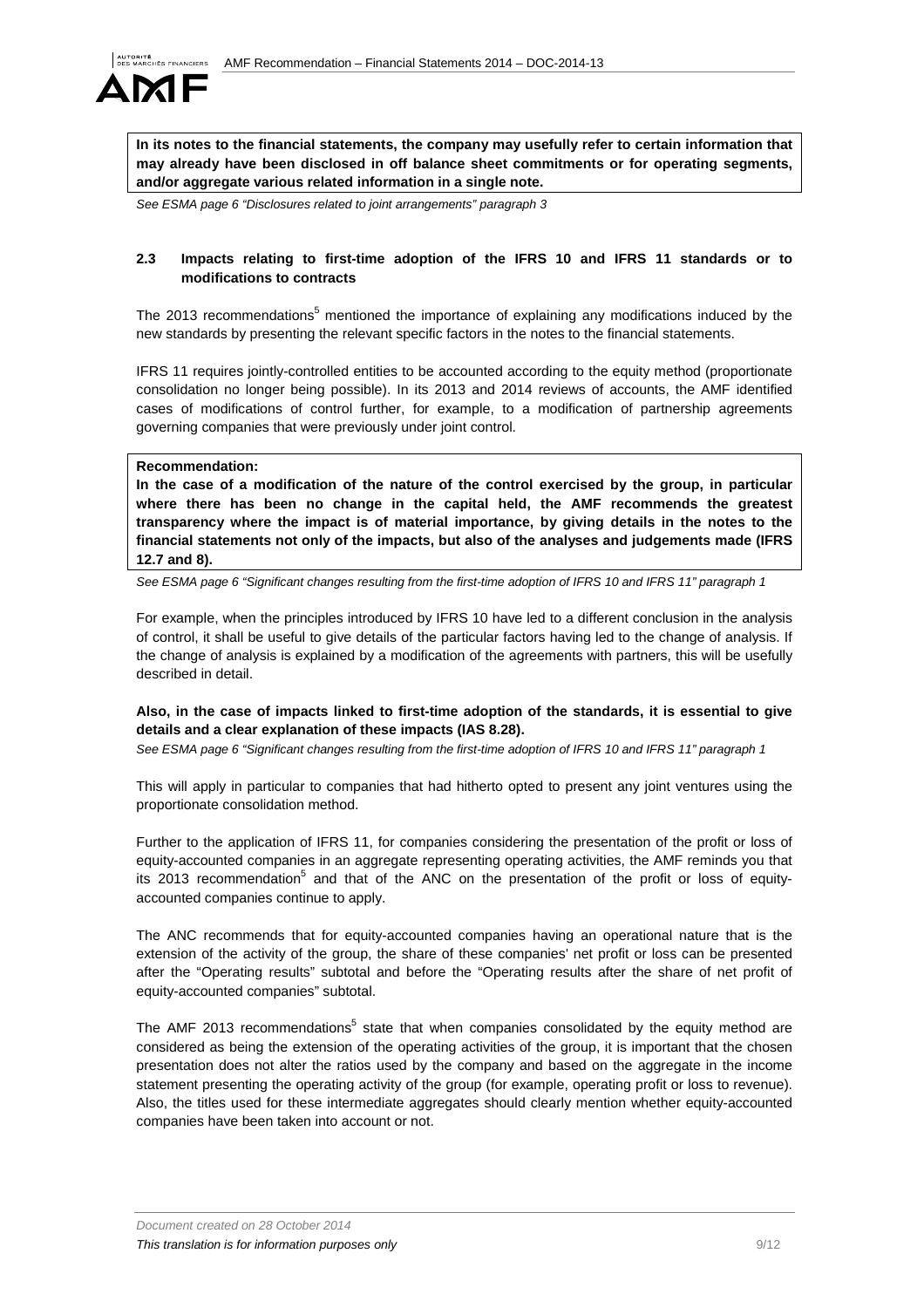**In its notes to the financial statements, the company may usefully refer to certain information that may already have been disclosed in off balance sheet commitments or for operating segments, and/or aggregate various related information in a single note.**

*See ESMA page 6 "Disclosures related to joint arrangements" paragraph 3*

### 2.3 Impacts relating to first-time adoption of the IFRS 10 and IFRS 11 standards or to modifications to contracts

The 2013 recommendations[5] mentioned the importance of explaining any modifications induced by the new standards by presenting the relevant specific factors in the notes to the financial statements.

IFRS 11 requires jointly-controlled entities to be accounted according to the equity method (proportionate consolidation no longer being possible). In its 2013 and 2014 reviews of accounts, the AMF identified cases of modifications of control further, for example, to a modification of partnership agreements governing companies that were previously under joint control.

**Recommendation:**
**In the case of a modification of the nature of the control exercised by the group, in particular where there has been no change in the capital held, the AMF recommends the greatest transparency where the impact is of material importance, by giving details in the notes to the financial statements not only of the impacts, but also of the analyses and judgements made (IFRS 12.7 and 8).**

*See ESMA page 6 "Significant changes resulting from the first-time adoption of IFRS 10 and IFRS 11" paragraph 1*

For example, when the principles introduced by IFRS 10 have led to a different conclusion in the analysis of control, it shall be useful to give details of the particular factors having led to the change of analysis. If the change of analysis is explained by a modification of the agreements with partners, this will be usefully described in detail.

**Also, in the case of impacts linked to first-time adoption of the standards, it is essential to give details and a clear explanation of these impacts (IAS 8.28).**

*See ESMA page 6 "Significant changes resulting from the first-time adoption of IFRS 10 and IFRS 11" paragraph 1*

This will apply in particular to companies that had hitherto opted to present any joint ventures using the proportionate consolidation method.

Further to the application of IFRS 11, for companies considering the presentation of the profit or loss of equity-accounted companies in an aggregate representing operating activities, the AMF reminds you that its 2013 recommendation[5] and that of the ANC on the presentation of the profit or loss of equity-accounted companies continue to apply.

The ANC recommends that for equity-accounted companies having an operational nature that is the extension of the activity of the group, the share of these companies' net profit or loss can be presented after the "Operating results" subtotal and before the "Operating results after the share of net profit of equity-accounted companies" subtotal.

The AMF 2013 recommendations[5] state that when companies consolidated by the equity method are considered as being the extension of the operating activities of the group, it is important that the chosen presentation does not alter the ratios used by the company and based on the aggregate in the income statement presenting the operating activity of the group (for example, operating profit or loss to revenue). Also, the titles used for these intermediate aggregates should clearly mention whether equity-accounted companies have been taken into account or not.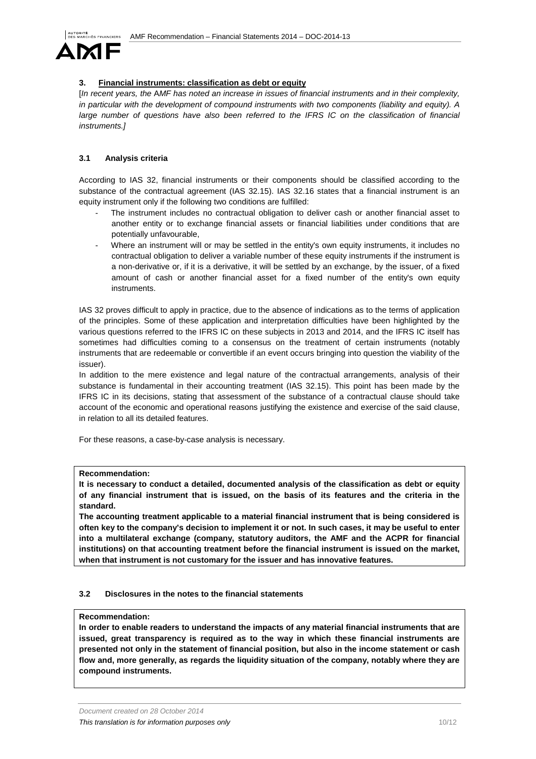## 3. Financial instruments: classification as debt or equity

[*In recent years, the AMF has noted an increase in issues of financial instruments and in their complexity, in particular with the development of compound instruments with two components (liability and equity). A large number of questions have also been referred to the IFRS IC on the classification of financial instruments.*]

### 3.1 Analysis criteria

According to IAS 32, financial instruments or their components should be classified according to the substance of the contractual agreement (IAS 32.15). IAS 32.16 states that a financial instrument is an equity instrument only if the following two conditions are fulfilled:

- The instrument includes no contractual obligation to deliver cash or another financial asset to another entity or to exchange financial assets or financial liabilities under conditions that are potentially unfavourable,
- Where an instrument will or may be settled in the entity's own equity instruments, it includes no contractual obligation to deliver a variable number of these equity instruments if the instrument is a non-derivative or, if it is a derivative, it will be settled by an exchange, by the issuer, of a fixed amount of cash or another financial asset for a fixed number of the entity's own equity instruments.

IAS 32 proves difficult to apply in practice, due to the absence of indications as to the terms of application of the principles. Some of these application and interpretation difficulties have been highlighted by the various questions referred to the IFRS IC on these subjects in 2013 and 2014, and the IFRS IC itself has sometimes had difficulties coming to a consensus on the treatment of certain instruments (notably instruments that are redeemable or convertible if an event occurs bringing into question the viability of the issuer).

In addition to the mere existence and legal nature of the contractual arrangements, analysis of their substance is fundamental in their accounting treatment (IAS 32.15). This point has been made by the IFRS IC in its decisions, stating that assessment of the substance of a contractual clause should take account of the economic and operational reasons justifying the existence and exercise of the said clause, in relation to all its detailed features.

For these reasons, a case-by-case analysis is necessary.

**Recommendation:**

**It is necessary to conduct a detailed, documented analysis of the classification as debt or equity of any financial instrument that is issued, on the basis of its features and the criteria in the standard.**

**The accounting treatment applicable to a material financial instrument that is being considered is often key to the company's decision to implement it or not. In such cases, it may be useful to enter into a multilateral exchange (company, statutory auditors, the AMF and the ACPR for financial institutions) on that accounting treatment before the financial instrument is issued on the market, when that instrument is not customary for the issuer and has innovative features.**

### 3.2 Disclosures in the notes to the financial statements

**Recommendation:**

**In order to enable readers to understand the impacts of any material financial instruments that are issued, great transparency is required as to the way in which these financial instruments are presented not only in the statement of financial position, but also in the income statement or cash flow and, more generally, as regards the liquidity situation of the company, notably where they are compound instruments.**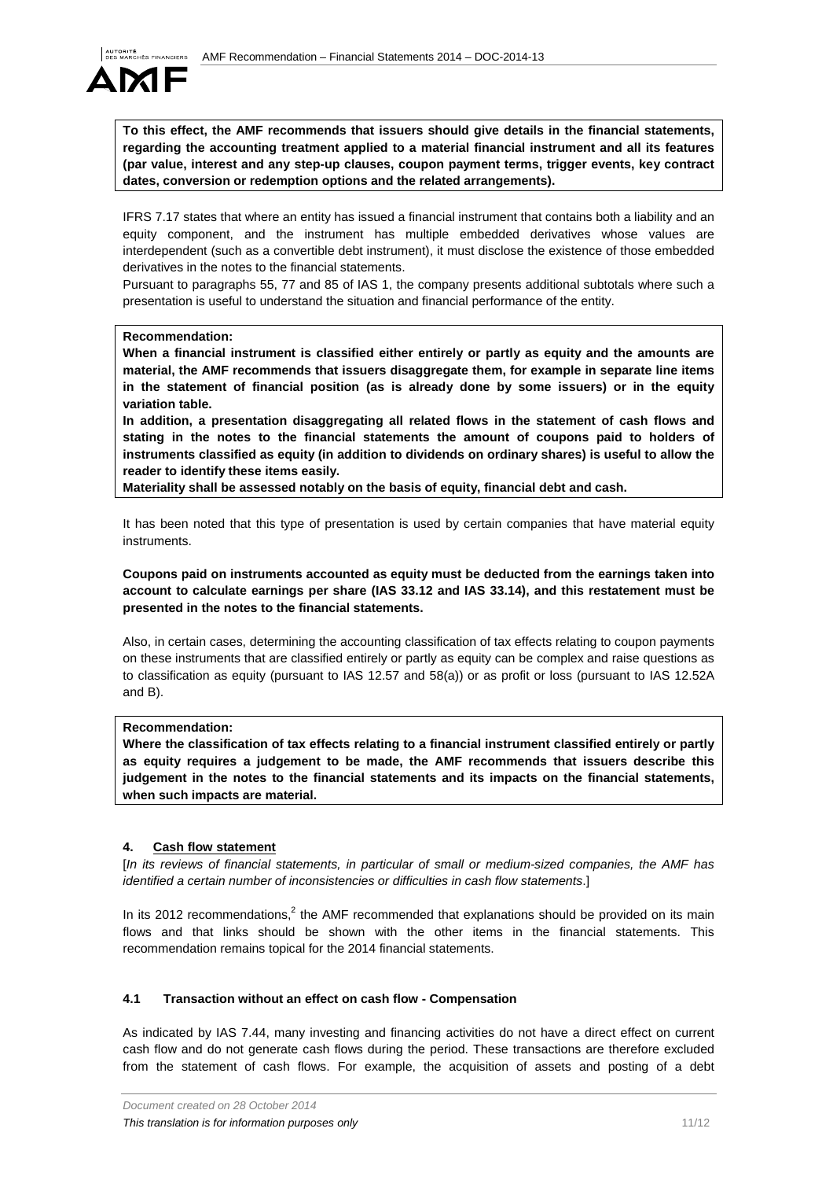**To this effect, the AMF recommends that issuers should give details in the financial statements, regarding the accounting treatment applied to a material financial instrument and all its features (par value, interest and any step-up clauses, coupon payment terms, trigger events, key contract dates, conversion or redemption options and the related arrangements).**

IFRS 7.17 states that where an entity has issued a financial instrument that contains both a liability and an equity component, and the instrument has multiple embedded derivatives whose values are interdependent (such as a convertible debt instrument), it must disclose the existence of those embedded derivatives in the notes to the financial statements.

Pursuant to paragraphs 55, 77 and 85 of IAS 1, the company presents additional subtotals where such a presentation is useful to understand the situation and financial performance of the entity.

**Recommendation:**

**When a financial instrument is classified either entirely or partly as equity and the amounts are material, the AMF recommends that issuers disaggregate them, for example in separate line items in the statement of financial position (as is already done by some issuers) or in the equity variation table.**

**In addition, a presentation disaggregating all related flows in the statement of cash flows and stating in the notes to the financial statements the amount of coupons paid to holders of instruments classified as equity (in addition to dividends on ordinary shares) is useful to allow the reader to identify these items easily.**

**Materiality shall be assessed notably on the basis of equity, financial debt and cash.**

It has been noted that this type of presentation is used by certain companies that have material equity instruments.

**Coupons paid on instruments accounted as equity must be deducted from the earnings taken into account to calculate earnings per share (IAS 33.12 and IAS 33.14), and this restatement must be presented in the notes to the financial statements.**

Also, in certain cases, determining the accounting classification of tax effects relating to coupon payments on these instruments that are classified entirely or partly as equity can be complex and raise questions as to classification as equity (pursuant to IAS 12.57 and 58(a)) or as profit or loss (pursuant to IAS 12.52A and B).

**Recommendation:**

**Where the classification of tax effects relating to a financial instrument classified entirely or partly as equity requires a judgement to be made, the AMF recommends that issuers describe this judgement in the notes to the financial statements and its impacts on the financial statements, when such impacts are material.**

## 4. Cash flow statement

[*In its reviews of financial statements, in particular of small or medium-sized companies, the AMF has identified a certain number of inconsistencies or difficulties in cash flow statements*.]

In its 2012 recommendations,[2] the AMF recommended that explanations should be provided on its main flows and that links should be shown with the other items in the financial statements. This recommendation remains topical for the 2014 financial statements.

### 4.1 Transaction without an effect on cash flow - Compensation

As indicated by IAS 7.44, many investing and financing activities do not have a direct effect on current cash flow and do not generate cash flows during the period. These transactions are therefore excluded from the statement of cash flows. For example, the acquisition of assets and posting of a debt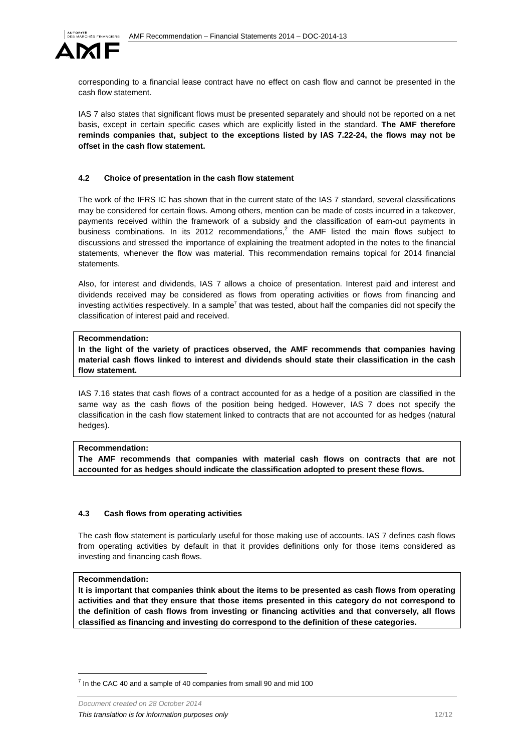corresponding to a financial lease contract have no effect on cash flow and cannot be presented in the cash flow statement.

IAS 7 also states that significant flows must be presented separately and should not be reported on a net basis, except in certain specific cases which are explicitly listed in the standard. **The AMF therefore reminds companies that, subject to the exceptions listed by IAS 7.22-24, the flows may not be offset in the cash flow statement.**

### 4.2 Choice of presentation in the cash flow statement

The work of the IFRS IC has shown that in the current state of the IAS 7 standard, several classifications may be considered for certain flows. Among others, mention can be made of costs incurred in a takeover, payments received within the framework of a subsidy and the classification of earn-out payments in business combinations. In its 2012 recommendations,[2] the AMF listed the main flows subject to discussions and stressed the importance of explaining the treatment adopted in the notes to the financial statements, whenever the flow was material. This recommendation remains topical for 2014 financial statements.

Also, for interest and dividends, IAS 7 allows a choice of presentation. Interest paid and interest and dividends received may be considered as flows from operating activities or flows from financing and investing activities respectively. In a sample[7] that was tested, about half the companies did not specify the classification of interest paid and received.

**Recommendation:**
**In the light of the variety of practices observed, the AMF recommends that companies having material cash flows linked to interest and dividends should state their classification in the cash flow statement.**

IAS 7.16 states that cash flows of a contract accounted for as a hedge of a position are classified in the same way as the cash flows of the position being hedged. However, IAS 7 does not specify the classification in the cash flow statement linked to contracts that are not accounted for as hedges (natural hedges).

**Recommendation:**
**The AMF recommends that companies with material cash flows on contracts that are not accounted for as hedges should indicate the classification adopted to present these flows.**

### 4.3 Cash flows from operating activities

The cash flow statement is particularly useful for those making use of accounts. IAS 7 defines cash flows from operating activities by default in that it provides definitions only for those items considered as investing and financing cash flows.

**Recommendation:**
**It is important that companies think about the items to be presented as cash flows from operating activities and that they ensure that those items presented in this category do not correspond to the definition of cash flows from investing or financing activities and that conversely, all flows classified as financing and investing do correspond to the definition of these categories.**

[7] In the CAC 40 and a sample of 40 companies from small 90 and mid 100